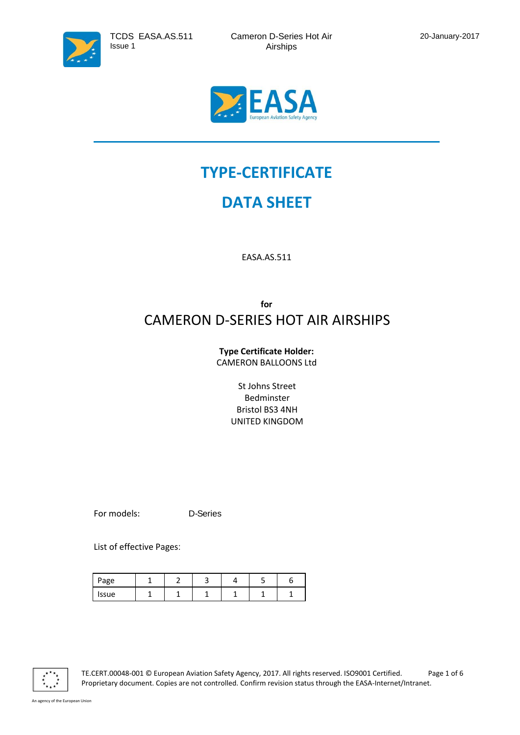# TYPE-CERTIFICATE

# DATA SHEET

EASA.AS.511

**for**

## CAMERON D-SERIES HOT AIR AIRSHIPS

**Type Certificate Holder:**
CAMERON BALLOONS Ltd

St Johns Street
Bedminster
Bristol BS3 4NH
UNITED KINGDOM

For models: D-Series

List of effective Pages:

| Page | 1 | 2 | 3 | 4 | 5 | 6 |
|---|---|---|---|---|---|---|
| Issue | 1 | 1 | 1 | 1 | 1 | 1 |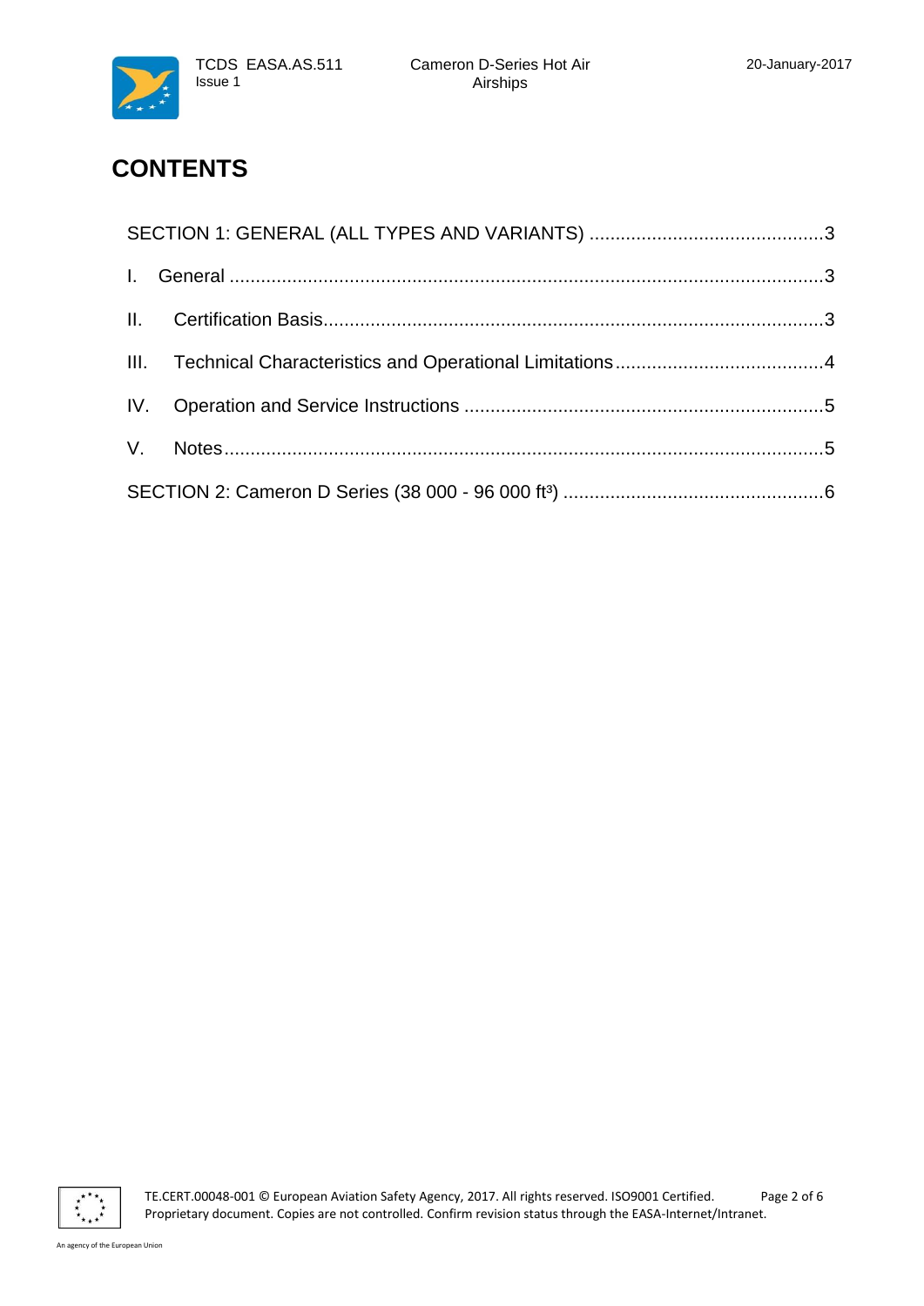# CONTENTS

SECTION 1: GENERAL (ALL TYPES AND VARIANTS) ............................................3

I. General ................................................................................................................3

II. Certification Basis...............................................................................................3

III. Technical Characteristics and Operational Limitations.......................................4

IV. Operation and Service Instructions ....................................................................5

V. Notes.................................................................................................................5

SECTION 2: Cameron D Series (38 000 - 96 000 ft³) .................................................6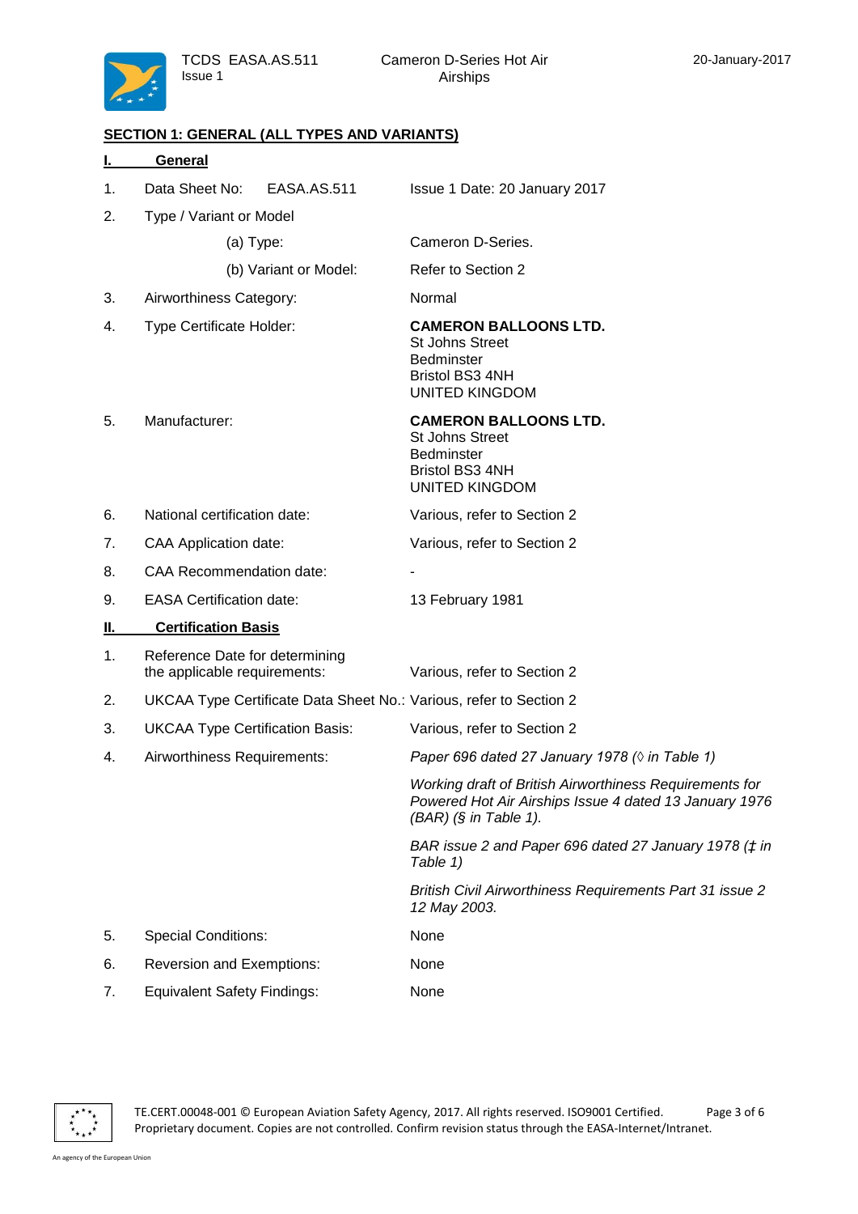## SECTION 1: GENERAL (ALL TYPES AND VARIANTS)

### I. General

1. Data Sheet No: EASA.AS.511 — Issue 1 Date: 20 January 2017
2. Type / Variant or Model
   - (a) Type: Cameron D-Series.
   - (b) Variant or Model: Refer to Section 2
3. Airworthiness Category: Normal
4. Type Certificate Holder: **CAMERON BALLOONS LTD.**
   St Johns Street
   Bedminster
   Bristol BS3 4NH
   UNITED KINGDOM
5. Manufacturer: **CAMERON BALLOONS LTD.**
   St Johns Street
   Bedminster
   Bristol BS3 4NH
   UNITED KINGDOM
6. National certification date: Various, refer to Section 2
7. CAA Application date: Various, refer to Section 2
8. CAA Recommendation date: -
9. EASA Certification date: 13 February 1981

### II. Certification Basis

1. Reference Date for determining the applicable requirements: Various, refer to Section 2
2. UKCAA Type Certificate Data Sheet No.: Various, refer to Section 2
3. UKCAA Type Certification Basis: Various, refer to Section 2
4. Airworthiness Requirements: *Paper 696 dated 27 January 1978 (◊ in Table 1)*

   *Working draft of British Airworthiness Requirements for Powered Hot Air Airships Issue 4 dated 13 January 1976 (BAR) (§ in Table 1).*

   *BAR issue 2 and Paper 696 dated 27 January 1978 (‡ in Table 1)*

   *British Civil Airworthiness Requirements Part 31 issue 2 12 May 2003.*
5. Special Conditions: None
6. Reversion and Exemptions: None
7. Equivalent Safety Findings: None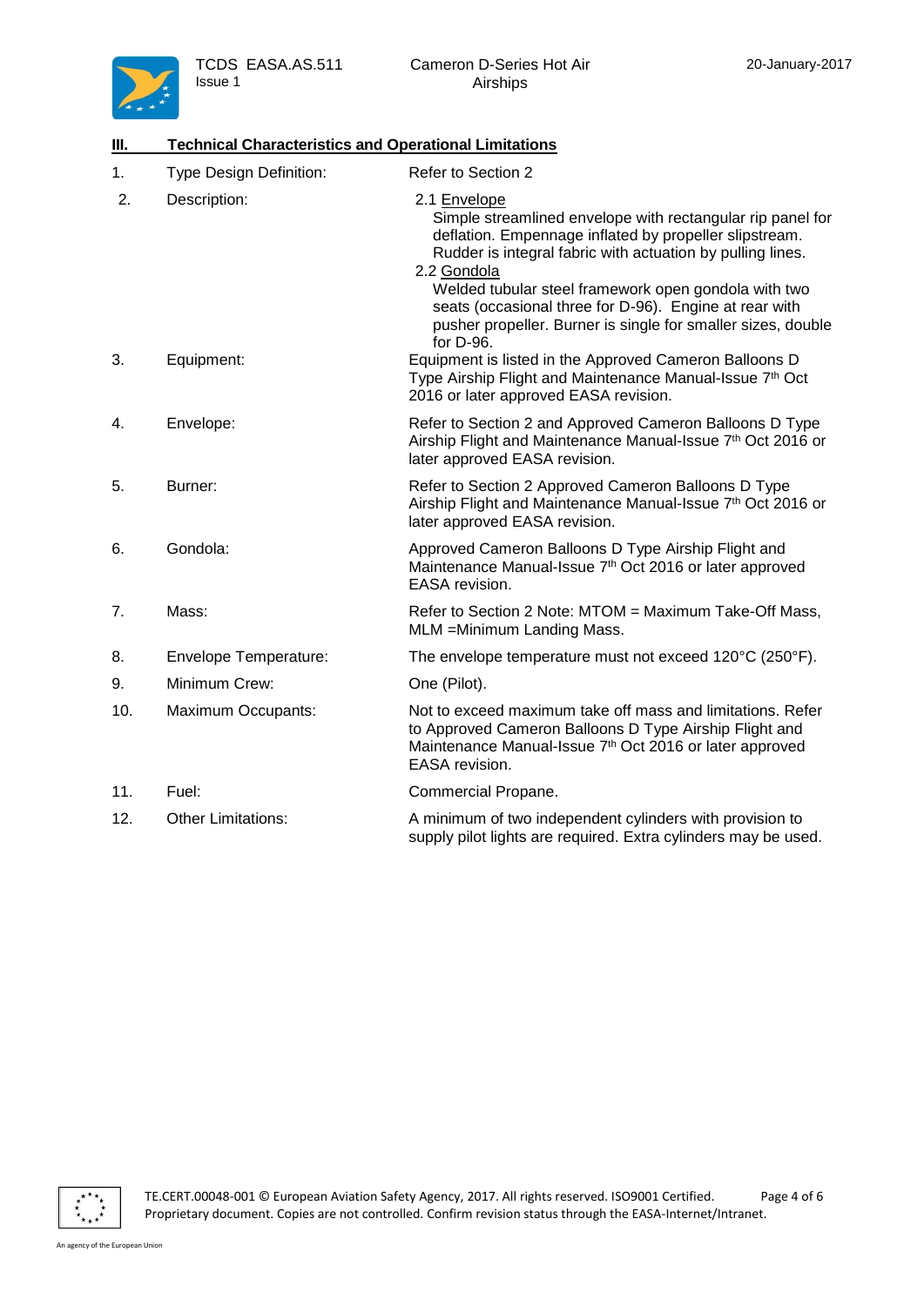## III. Technical Characteristics and Operational Limitations

| | | |
|---|---|---|
| 1. | Type Design Definition: | Refer to Section 2 |
| 2. | Description: | 2.1 Envelope<br>Simple streamlined envelope with rectangular rip panel for deflation. Empennage inflated by propeller slipstream. Rudder is integral fabric with actuation by pulling lines.<br>2.2 Gondola<br>Welded tubular steel framework open gondola with two seats (occasional three for D-96). Engine at rear with pusher propeller. Burner is single for smaller sizes, double for D-96. |
| 3. | Equipment: | Equipment is listed in the Approved Cameron Balloons D Type Airship Flight and Maintenance Manual-Issue 7th Oct 2016 or later approved EASA revision. |
| 4. | Envelope: | Refer to Section 2 and Approved Cameron Balloons D Type Airship Flight and Maintenance Manual-Issue 7th Oct 2016 or later approved EASA revision. |
| 5. | Burner: | Refer to Section 2 Approved Cameron Balloons D Type Airship Flight and Maintenance Manual-Issue 7th Oct 2016 or later approved EASA revision. |
| 6. | Gondola: | Approved Cameron Balloons D Type Airship Flight and Maintenance Manual-Issue 7th Oct 2016 or later approved EASA revision. |
| 7. | Mass: | Refer to Section 2 Note: MTOM = Maximum Take-Off Mass, MLM =Minimum Landing Mass. |
| 8. | Envelope Temperature: | The envelope temperature must not exceed 120°C (250°F). |
| 9. | Minimum Crew: | One (Pilot). |
| 10. | Maximum Occupants: | Not to exceed maximum take off mass and limitations. Refer to Approved Cameron Balloons D Type Airship Flight and Maintenance Manual-Issue 7th Oct 2016 or later approved EASA revision. |
| 11. | Fuel: | Commercial Propane. |
| 12. | Other Limitations: | A minimum of two independent cylinders with provision to supply pilot lights are required. Extra cylinders may be used. |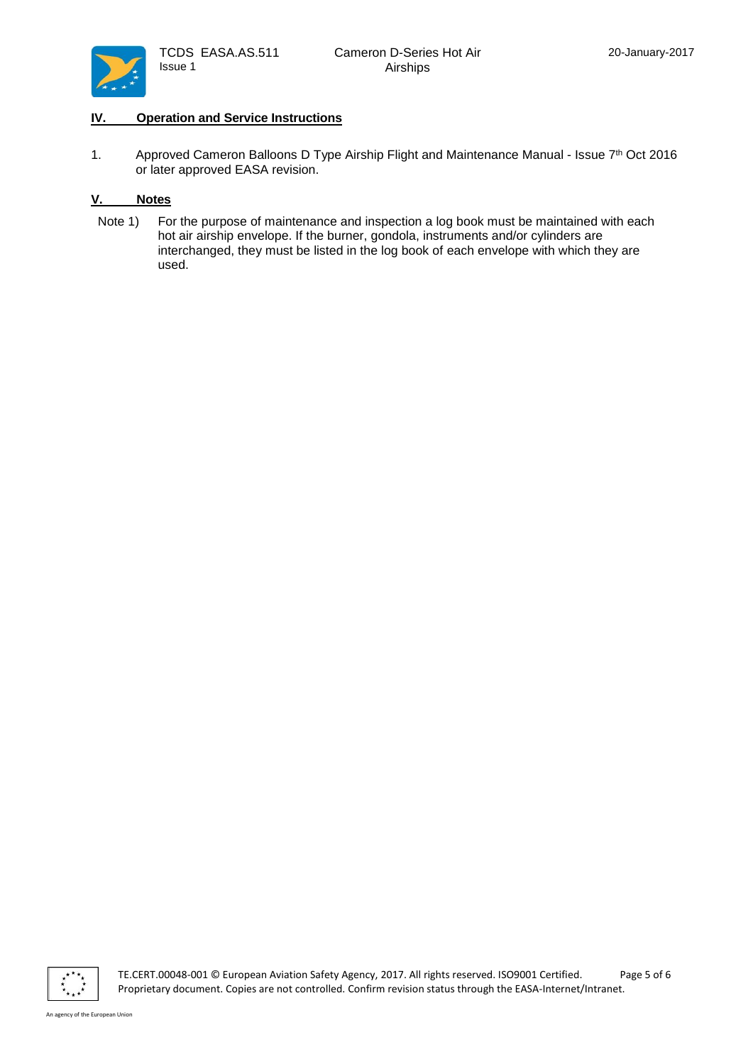## IV. Operation and Service Instructions

1. Approved Cameron Balloons D Type Airship Flight and Maintenance Manual - Issue 7th Oct 2016 or later approved EASA revision.

## V. Notes

Note 1) For the purpose of maintenance and inspection a log book must be maintained with each hot air airship envelope. If the burner, gondola, instruments and/or cylinders are interchanged, they must be listed in the log book of each envelope with which they are used.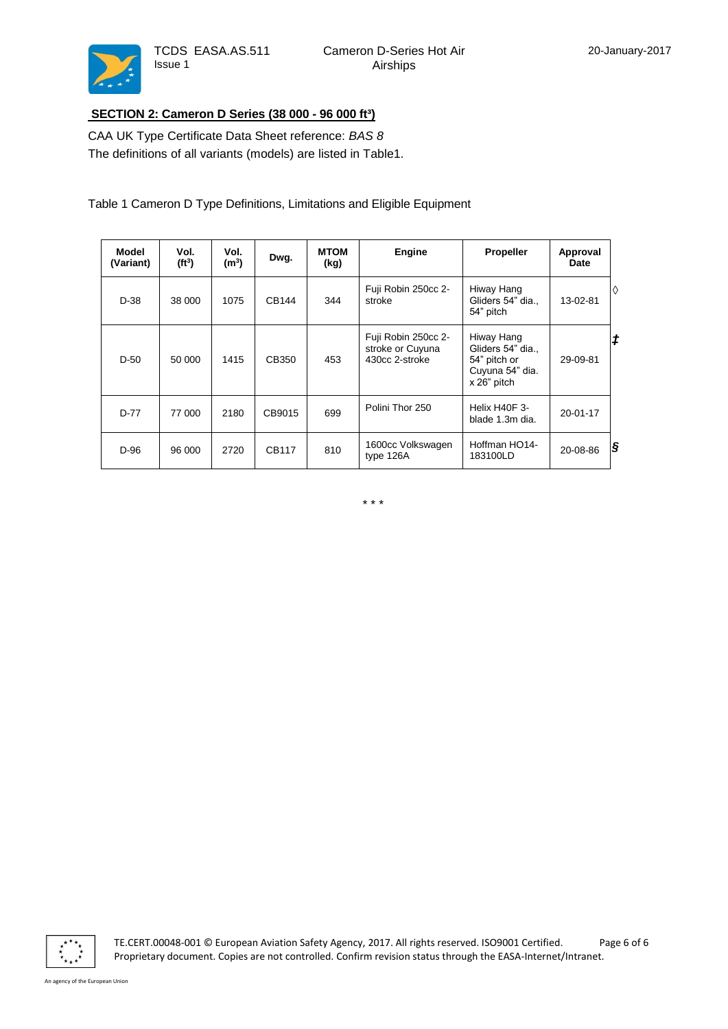## SECTION 2: Cameron D Series (38 000 - 96 000 ft³)

CAA UK Type Certificate Data Sheet reference: *BAS 8*

The definitions of all variants (models) are listed in Table1.

Table 1 Cameron D Type Definitions, Limitations and Eligible Equipment

| Model (Variant) | Vol. (ft³) | Vol. (m³) | Dwg. | MTOM (kg) | Engine | Propeller | Approval Date | |
|---|---|---|---|---|---|---|---|---|
| D-38 | 38 000 | 1075 | CB144 | 344 | Fuji Robin 250cc 2-stroke | Hiway Hang Gliders 54" dia., 54" pitch | 13-02-81 | ◊ |
| D-50 | 50 000 | 1415 | CB350 | 453 | Fuji Robin 250cc 2-stroke or Cuyuna 430cc 2-stroke | Hiway Hang Gliders 54" dia., 54" pitch or Cuyuna 54" dia. x 26" pitch | 29-09-81 | ‡ |
| D-77 | 77 000 | 2180 | CB9015 | 699 | Polini Thor 250 | Helix H40F 3-blade 1.3m dia. | 20-01-17 | |
| D-96 | 96 000 | 2720 | CB117 | 810 | 1600cc Volkswagen type 126A | Hoffman HO14-183100LD | 20-08-86 | § |

\* \* \*